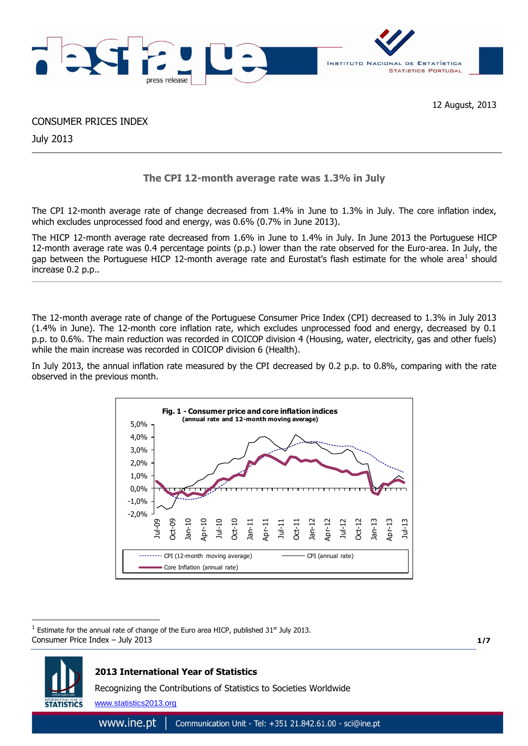12 August, 2013

CONSUMER PRICES INDEX

July 2013

## The CPI 12-month average rate was 1.3% in July

The CPI 12-month average rate of change decreased from 1.4% in June to 1.3% in July. The core inflation index, which excludes unprocessed food and energy, was 0.6% (0.7% in June 2013).

The HICP 12-month average rate decreased from 1.6% in June to 1.4% in July. In June 2013 the Portuguese HICP 12-month average rate was 0.4 percentage points (p.p.) lower than the rate observed for the Euro-area. In July, the gap between the Portuguese HICP 12-month average rate and Eurostat's flash estimate for the whole area[1] should increase 0.2 p.p..

The 12-month average rate of change of the Portuguese Consumer Price Index (CPI) decreased to 1.3% in July 2013 (1.4% in June). The 12-month core inflation rate, which excludes unprocessed food and energy, decreased by 0.1 p.p. to 0.6%. The main reduction was recorded in COICOP division 4 (Housing, water, electricity, gas and other fuels) while the main increase was recorded in COICOP division 6 (Health).

In July 2013, the annual inflation rate measured by the CPI decreased by 0.2 p.p. to 0.8%, comparing with the rate observed in the previous month.

**Fig. 1 - Consumer price and core inflation indices**
**(annual rate and 12-month moving average)**

Legend: CPI (12-month moving average); CPI (annual rate); Core Inflation (annual rate)

[1] Estimate for the annual rate of change of the Euro area HICP, published 31st July 2013.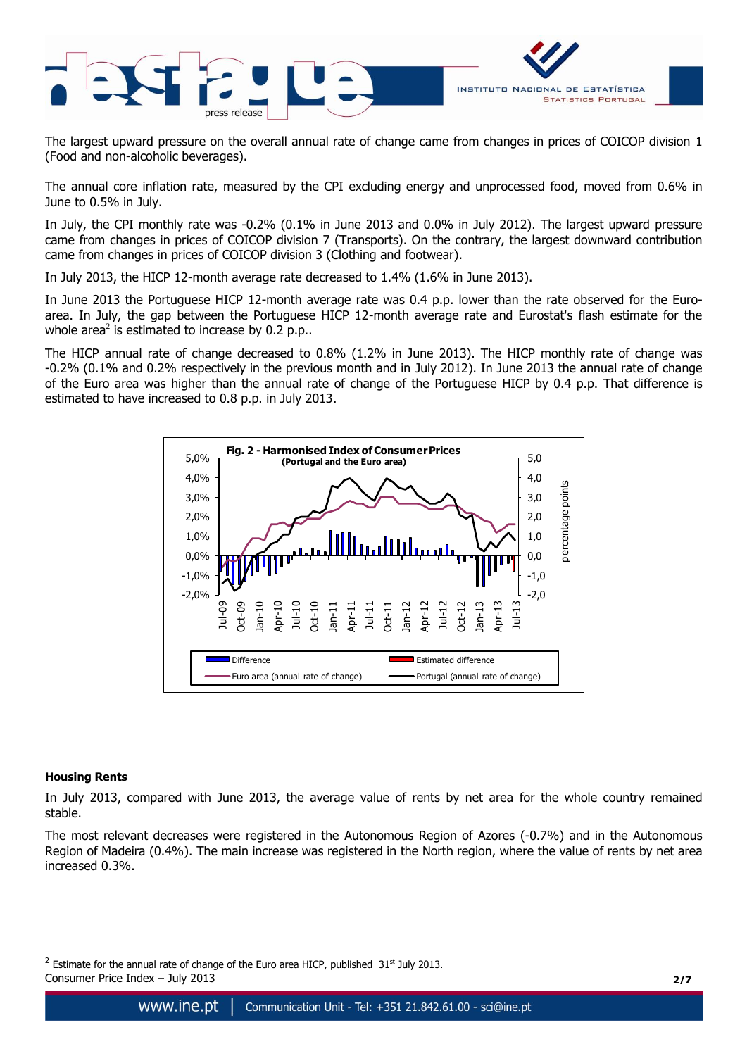The largest upward pressure on the overall annual rate of change came from changes in prices of COICOP division 1 (Food and non-alcoholic beverages).

The annual core inflation rate, measured by the CPI excluding energy and unprocessed food, moved from 0.6% in June to 0.5% in July.

In July, the CPI monthly rate was -0.2% (0.1% in June 2013 and 0.0% in July 2012). The largest upward pressure came from changes in prices of COICOP division 7 (Transports). On the contrary, the largest downward contribution came from changes in prices of COICOP division 3 (Clothing and footwear).

In July 2013, the HICP 12-month average rate decreased to 1.4% (1.6% in June 2013).

In June 2013 the Portuguese HICP 12-month average rate was 0.4 p.p. lower than the rate observed for the Euro-area. In July, the gap between the Portuguese HICP 12-month average rate and Eurostat's flash estimate for the whole area[2] is estimated to increase by 0.2 p.p..

The HICP annual rate of change decreased to 0.8% (1.2% in June 2013). The HICP monthly rate of change was -0.2% (0.1% and 0.2% respectively in the previous month and in July 2012). In June 2013 the annual rate of change of the Euro area was higher than the annual rate of change of the Portuguese HICP by 0.4 p.p. That difference is estimated to have increased to 0.8 p.p. in July 2013.

**Fig. 2 - Harmonised Index of Consumer Prices**
**(Portugal and the Euro area)**

Legend: Difference; Estimated difference; Euro area (annual rate of change); Portugal (annual rate of change)

### Housing Rents

In July 2013, compared with June 2013, the average value of rents by net area for the whole country remained stable.

The most relevant decreases were registered in the Autonomous Region of Azores (-0.7%) and in the Autonomous Region of Madeira (0.4%). The main increase was registered in the North region, where the value of rents by net area increased 0.3%.

[2] Estimate for the annual rate of change of the Euro area HICP, published 31st July 2013.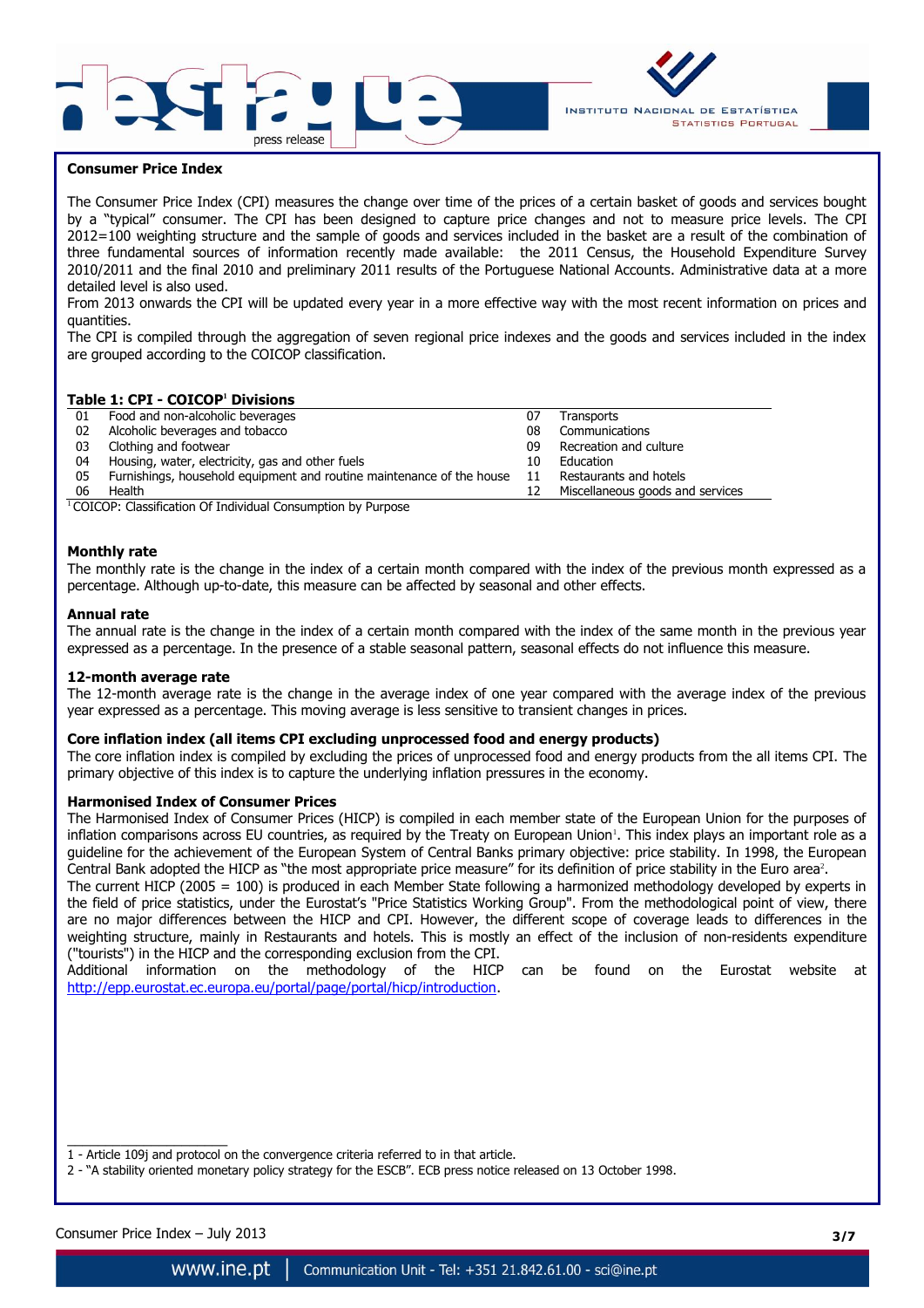## Consumer Price Index

The Consumer Price Index (CPI) measures the change over time of the prices of a certain basket of goods and services bought by a "typical" consumer. The CPI has been designed to capture price changes and not to measure price levels. The CPI 2012=100 weighting structure and the sample of goods and services included in the basket are a result of the combination of three fundamental sources of information recently made available: the 2011 Census, the Household Expenditure Survey 2010/2011 and the final 2010 and preliminary 2011 results of the Portuguese National Accounts. Administrative data at a more detailed level is also used.

From 2013 onwards the CPI will be updated every year in a more effective way with the most recent information on prices and quantities.

The CPI is compiled through the aggregation of seven regional price indexes and the goods and services included in the index are grouped according to the COICOP classification.

**Table 1: CPI - COICOP[1] Divisions**

| | | | |
|---|---|---|---|
| 01 | Food and non-alcoholic beverages | 07 | Transports |
| 02 | Alcoholic beverages and tobacco | 08 | Communications |
| 03 | Clothing and footwear | 09 | Recreation and culture |
| 04 | Housing, water, electricity, gas and other fuels | 10 | Education |
| 05 | Furnishings, household equipment and routine maintenance of the house | 11 | Restaurants and hotels |
| 06 | Health | 12 | Miscellaneous goods and services |

[1] COICOP: Classification Of Individual Consumption by Purpose

### Monthly rate

The monthly rate is the change in the index of a certain month compared with the index of the previous month expressed as a percentage. Although up-to-date, this measure can be affected by seasonal and other effects.

### Annual rate

The annual rate is the change in the index of a certain month compared with the index of the same month in the previous year expressed as a percentage. In the presence of a stable seasonal pattern, seasonal effects do not influence this measure.

### 12-month average rate

The 12-month average rate is the change in the average index of one year compared with the average index of the previous year expressed as a percentage. This moving average is less sensitive to transient changes in prices.

### Core inflation index (all items CPI excluding unprocessed food and energy products)

The core inflation index is compiled by excluding the prices of unprocessed food and energy products from the all items CPI. The primary objective of this index is to capture the underlying inflation pressures in the economy.

### Harmonised Index of Consumer Prices

The Harmonised Index of Consumer Prices (HICP) is compiled in each member state of the European Union for the purposes of inflation comparisons across EU countries, as required by the Treaty on European Union[1]. This index plays an important role as a guideline for the achievement of the European System of Central Banks primary objective: price stability. In 1998, the European Central Bank adopted the HICP as "the most appropriate price measure" for its definition of price stability in the Euro area[2].

The current HICP (2005 = 100) is produced in each Member State following a harmonized methodology developed by experts in the field of price statistics, under the Eurostat's "Price Statistics Working Group". From the methodological point of view, there are no major differences between the HICP and CPI. However, the different scope of coverage leads to differences in the weighting structure, mainly in Restaurants and hotels. This is mostly an effect of the inclusion of non-residents expenditure ("tourists") in the HICP and the corresponding exclusion from the CPI.

Additional information on the methodology of the HICP can be found on the Eurostat website at http://epp.eurostat.ec.europa.eu/portal/page/portal/hicp/introduction.

---

1 - Article 109j and protocol on the convergence criteria referred to in that article.

2 - "A stability oriented monetary policy strategy for the ESCB". ECB press notice released on 13 October 1998.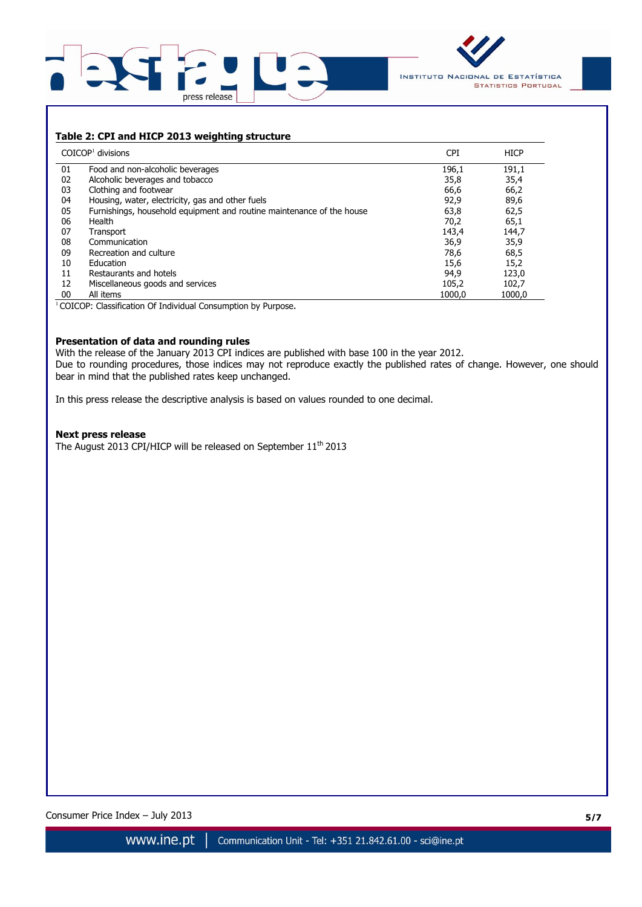### Table 2: CPI and HICP 2013 weighting structure

| | COICOP[1] divisions | CPI | HICP |
|---|---|---|---|
| 01 | Food and non-alcoholic beverages | 196,1 | 191,1 |
| 02 | Alcoholic beverages and tobacco | 35,8 | 35,4 |
| 03 | Clothing and footwear | 66,6 | 66,2 |
| 04 | Housing, water, electricity, gas and other fuels | 92,9 | 89,6 |
| 05 | Furnishings, household equipment and routine maintenance of the house | 63,8 | 62,5 |
| 06 | Health | 70,2 | 65,1 |
| 07 | Transport | 143,4 | 144,7 |
| 08 | Communication | 36,9 | 35,9 |
| 09 | Recreation and culture | 78,6 | 68,5 |
| 10 | Education | 15,6 | 15,2 |
| 11 | Restaurants and hotels | 94,9 | 123,0 |
| 12 | Miscellaneous goods and services | 105,2 | 102,7 |
| 00 | All items | 1000,0 | 1000,0 |

[1] COICOP: Classification Of Individual Consumption by Purpose.

**Presentation of data and rounding rules**

With the release of the January 2013 CPI indices are published with base 100 in the year 2012.

Due to rounding procedures, those indices may not reproduce exactly the published rates of change. However, one should bear in mind that the published rates keep unchanged.

In this press release the descriptive analysis is based on values rounded to one decimal.

**Next press release**

The August 2013 CPI/HICP will be released on September 11th 2013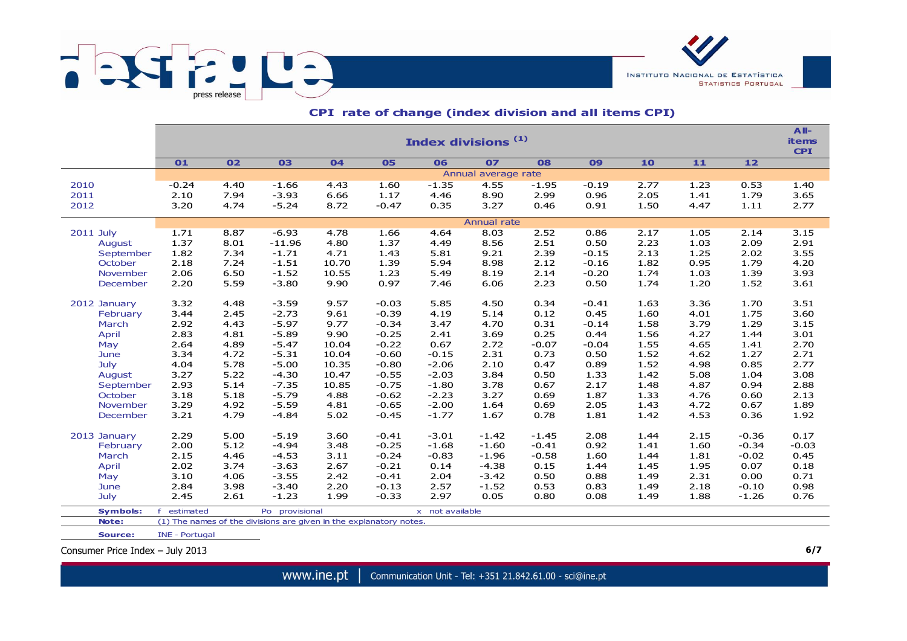## CPI rate of change (index division and all items CPI)

| | Index divisions (1) | | | | | | | | | | | | All-items CPI |
|---|---|---|---|---|---|---|---|---|---|---|---|---|---|
| | 01 | 02 | 03 | 04 | 05 | 06 | 07 | 08 | 09 | 10 | 11 | 12 | |
| | Annual average rate | | | | | | | | | | | | |
| 2010 | -0.24 | 4.40 | -1.66 | 4.43 | 1.60 | -1.35 | 4.55 | -1.95 | -0.19 | 2.77 | 1.23 | 0.53 | 1.40 |
| 2011 | 2.10 | 7.94 | -3.93 | 6.66 | 1.17 | 4.46 | 8.90 | 2.99 | 0.96 | 2.05 | 1.41 | 1.79 | 3.65 |
| 2012 | 3.20 | 4.74 | -5.24 | 8.72 | -0.47 | 0.35 | 3.27 | 0.46 | 0.91 | 1.50 | 4.47 | 1.11 | 2.77 |
| | Annual rate | | | | | | | | | | | | |
| 2011 July | 1.71 | 8.87 | -6.93 | 4.78 | 1.66 | 4.64 | 8.03 | 2.52 | 0.86 | 2.17 | 1.05 | 2.14 | 3.15 |
| August | 1.37 | 8.01 | -11.96 | 4.80 | 1.37 | 4.49 | 8.56 | 2.51 | 0.50 | 2.23 | 1.03 | 2.09 | 2.91 |
| September | 1.82 | 7.34 | -1.71 | 4.71 | 1.43 | 5.81 | 9.21 | 2.39 | -0.15 | 2.13 | 1.25 | 2.02 | 3.55 |
| October | 2.18 | 7.24 | -1.51 | 10.70 | 1.39 | 5.94 | 8.98 | 2.12 | -0.16 | 1.82 | 0.95 | 1.79 | 4.20 |
| November | 2.06 | 6.50 | -1.52 | 10.55 | 1.23 | 5.49 | 8.19 | 2.14 | -0.20 | 1.74 | 1.03 | 1.39 | 3.93 |
| December | 2.20 | 5.59 | -3.80 | 9.90 | 0.97 | 7.46 | 6.06 | 2.23 | 0.50 | 1.74 | 1.20 | 1.52 | 3.61 |
| 2012 January | 3.32 | 4.48 | -3.59 | 9.57 | -0.03 | 5.85 | 4.50 | 0.34 | -0.41 | 1.63 | 3.36 | 1.70 | 3.51 |
| February | 3.44 | 2.45 | -2.73 | 9.61 | -0.39 | 4.19 | 5.14 | 0.12 | 0.45 | 1.60 | 4.01 | 1.75 | 3.60 |
| March | 2.92 | 4.43 | -5.97 | 9.77 | -0.34 | 3.47 | 4.70 | 0.31 | -0.14 | 1.58 | 3.79 | 1.29 | 3.15 |
| April | 2.83 | 4.81 | -5.89 | 9.90 | -0.25 | 2.41 | 3.69 | 0.25 | 0.44 | 1.56 | 4.27 | 1.44 | 3.01 |
| May | 2.64 | 4.89 | -5.47 | 10.04 | -0.22 | 0.67 | 2.72 | -0.07 | -0.04 | 1.55 | 4.65 | 1.41 | 2.70 |
| June | 3.34 | 4.72 | -5.31 | 10.04 | -0.60 | -0.15 | 2.31 | 0.73 | 0.50 | 1.52 | 4.62 | 1.27 | 2.71 |
| July | 4.04 | 5.78 | -5.00 | 10.35 | -0.80 | -2.06 | 2.10 | 0.47 | 0.89 | 1.52 | 4.98 | 0.85 | 2.77 |
| August | 3.27 | 5.22 | -4.30 | 10.47 | -0.55 | -2.03 | 3.84 | 0.50 | 1.33 | 1.42 | 5.08 | 1.04 | 3.08 |
| September | 2.93 | 5.14 | -7.35 | 10.85 | -0.75 | -1.80 | 3.78 | 0.67 | 2.17 | 1.48 | 4.87 | 0.94 | 2.88 |
| October | 3.18 | 5.18 | -5.79 | 4.88 | -0.62 | -2.23 | 3.27 | 0.69 | 1.87 | 1.33 | 4.76 | 0.60 | 2.13 |
| November | 3.29 | 4.92 | -5.59 | 4.81 | -0.65 | -2.00 | 1.64 | 0.69 | 2.05 | 1.43 | 4.72 | 0.67 | 1.89 |
| December | 3.21 | 4.79 | -4.84 | 5.02 | -0.45 | -1.77 | 1.67 | 0.78 | 1.81 | 1.42 | 4.53 | 0.36 | 1.92 |
| 2013 January | 2.29 | 5.00 | -5.19 | 3.60 | -0.41 | -3.01 | -1.42 | -1.45 | 2.08 | 1.44 | 2.15 | -0.36 | 0.17 |
| February | 2.00 | 5.12 | -4.94 | 3.48 | -0.25 | -1.68 | -1.60 | -0.41 | 0.92 | 1.41 | 1.60 | -0.34 | -0.03 |
| March | 2.15 | 4.46 | -4.53 | 3.11 | -0.24 | -0.83 | -1.96 | -0.58 | 1.60 | 1.44 | 1.81 | -0.02 | 0.45 |
| April | 2.02 | 3.74 | -3.63 | 2.67 | -0.21 | 0.14 | -4.38 | 0.15 | 1.44 | 1.45 | 1.95 | 0.07 | 0.18 |
| May | 3.10 | 4.06 | -3.55 | 2.42 | -0.41 | 2.04 | -3.42 | 0.50 | 0.88 | 1.49 | 2.31 | 0.00 | 0.71 |
| June | 2.84 | 3.98 | -3.40 | 2.20 | -0.13 | 2.57 | -1.52 | 0.53 | 0.83 | 1.49 | 2.18 | -0.10 | 0.98 |
| July | 2.45 | 2.61 | -1.23 | 1.99 | -0.33 | 2.97 | 0.05 | 0.80 | 0.08 | 1.49 | 1.88 | -1.26 | 0.76 |

**Symbols:** f estimated Po provisional x not available

**Note:** (1) The names of the divisions are given in the explanatory notes.

**Source:** INE - Portugal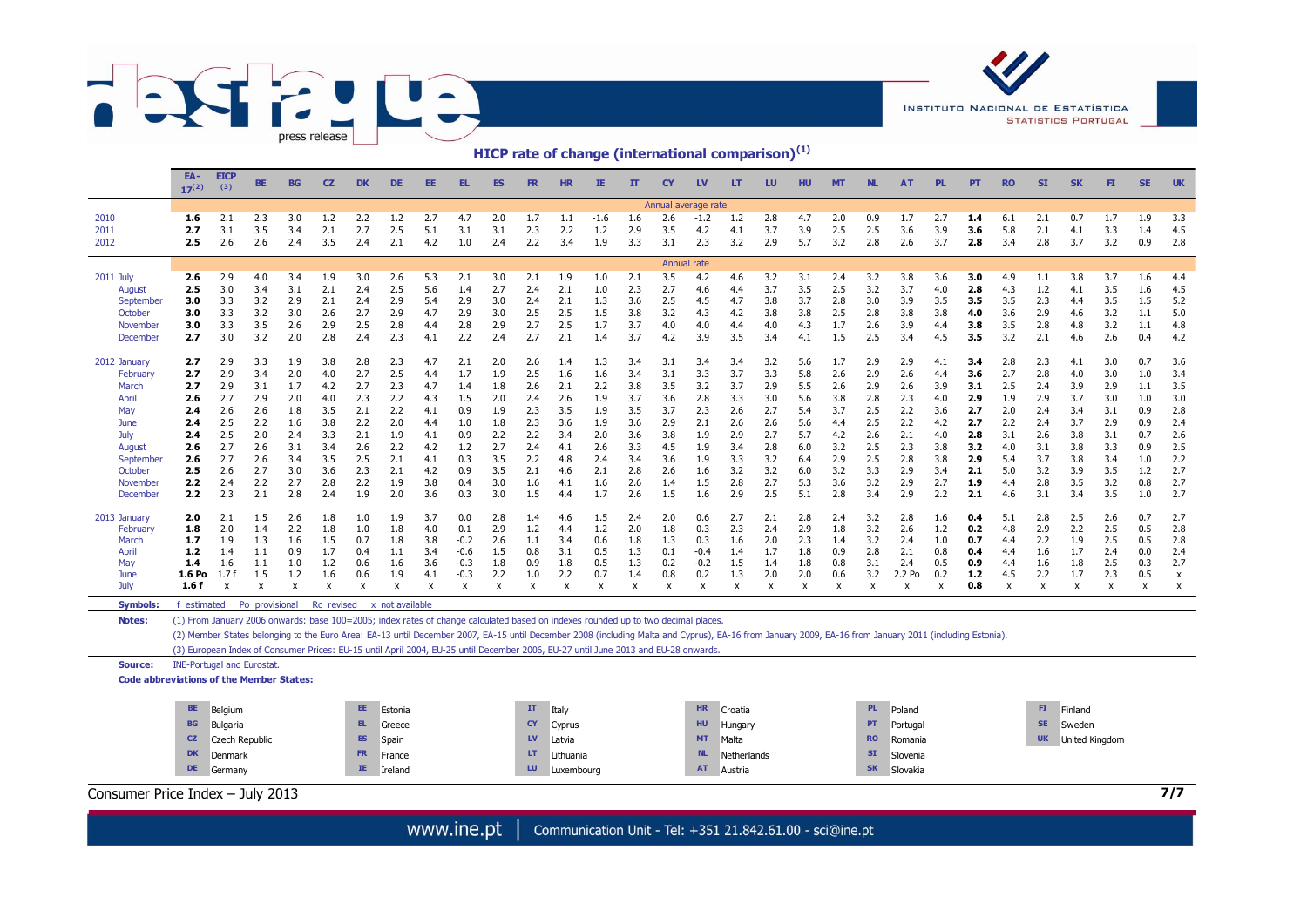## HICP rate of change (international comparison)[1]

| | EA-17[2] | EICP[3] | BE | BG | CZ | DK | DE | EE | EL | ES | FR | HR | IE | IT | CY | LV | LT | LU | HU | MT | NL | AT | PL | PT | RO | SI | SK | FI | SE | UK |
|---|---|---|---|---|---|---|---|---|---|---|---|---|---|---|---|---|---|---|---|---|---|---|---|---|---|---|---|---|---|---|
| | **Annual average rate** | | | | | | | | | | | | | | | | | | | | | | | | | | | | | |
| 2010 | **1.6** | 2.1 | 2.3 | 3.0 | 1.2 | 2.2 | 1.2 | 2.7 | 4.7 | 2.0 | 1.7 | 1.1 | -1.6 | 1.6 | 2.6 | -1.2 | 1.2 | 2.8 | 4.7 | 2.0 | 0.9 | 1.7 | 2.7 | **1.4** | 6.1 | 2.1 | 0.7 | 1.7 | 1.9 | 3.3 |
| 2011 | **2.7** | 3.1 | 3.5 | 3.4 | 2.1 | 2.7 | 2.5 | 5.1 | 3.1 | 3.1 | 2.3 | 2.2 | 1.2 | 2.9 | 3.5 | 4.2 | 4.1 | 3.7 | 3.9 | 2.5 | 2.5 | 3.6 | 3.9 | **3.6** | 5.8 | 2.1 | 4.1 | 3.3 | 1.4 | 4.5 |
| 2012 | **2.5** | 2.6 | 2.6 | 2.4 | 3.5 | 2.4 | 2.1 | 4.2 | 1.0 | 2.4 | 2.2 | 3.4 | 1.9 | 3.3 | 3.1 | 2.3 | 3.2 | 2.9 | 5.7 | 3.2 | 2.8 | 2.6 | 3.7 | **2.8** | 3.4 | 2.8 | 3.7 | 3.2 | 0.9 | 2.8 |
| | **Annual rate** | | | | | | | | | | | | | | | | | | | | | | | | | | | | | |
| 2011 July | **2.6** | 2.9 | 4.0 | 3.4 | 1.9 | 3.0 | 2.6 | 5.3 | 2.1 | 3.0 | 2.1 | 1.9 | 1.0 | 2.1 | 3.5 | 4.2 | 4.6 | 3.2 | 3.1 | 2.4 | 3.2 | 3.8 | 3.6 | **3.0** | 4.9 | 1.1 | 3.8 | 3.7 | 1.6 | 4.4 |
| August | **2.5** | 3.0 | 3.4 | 3.1 | 2.1 | 2.4 | 2.5 | 5.6 | 1.4 | 2.7 | 2.4 | 2.1 | 1.0 | 2.3 | 2.7 | 4.6 | 4.4 | 3.7 | 3.5 | 2.5 | 3.2 | 3.7 | 4.0 | **2.8** | 4.3 | 1.2 | 4.1 | 3.5 | 1.6 | 4.5 |
| September | **3.0** | 3.3 | 3.2 | 2.9 | 2.1 | 2.4 | 2.9 | 5.4 | 2.9 | 3.0 | 2.4 | 2.1 | 1.3 | 3.6 | 2.5 | 4.5 | 4.7 | 3.8 | 3.7 | 2.8 | 3.0 | 3.9 | 3.5 | **3.5** | 3.5 | 2.3 | 4.4 | 3.5 | 1.5 | 5.2 |
| October | **3.0** | 3.3 | 3.2 | 3.0 | 2.6 | 2.7 | 2.9 | 4.7 | 2.9 | 3.0 | 2.5 | 2.5 | 1.5 | 3.8 | 3.2 | 4.3 | 4.2 | 3.8 | 3.8 | 2.5 | 2.8 | 3.8 | 3.8 | **4.0** | 3.6 | 2.9 | 4.6 | 3.2 | 1.1 | 5.0 |
| November | **3.0** | 3.3 | 3.5 | 2.6 | 2.9 | 2.5 | 2.8 | 4.4 | 2.8 | 2.9 | 2.7 | 2.5 | 1.7 | 3.7 | 4.0 | 4.0 | 4.4 | 4.0 | 4.3 | 1.7 | 2.6 | 3.9 | 4.4 | **3.8** | 3.5 | 2.8 | 4.8 | 3.2 | 1.1 | 4.8 |
| December | **2.7** | 3.0 | 3.2 | 2.0 | 2.8 | 2.4 | 2.3 | 4.1 | 2.2 | 2.4 | 2.7 | 2.1 | 1.4 | 3.7 | 4.2 | 3.9 | 3.5 | 3.4 | 4.1 | 1.5 | 2.5 | 3.4 | 4.5 | **3.5** | 3.2 | 2.1 | 4.6 | 2.6 | 0.4 | 4.2 |
| 2012 January | **2.7** | 2.9 | 3.3 | 1.9 | 3.8 | 2.8 | 2.3 | 4.7 | 2.1 | 2.0 | 2.6 | 1.4 | 1.3 | 3.4 | 3.1 | 3.4 | 3.4 | 3.2 | 5.6 | 1.7 | 2.9 | 2.9 | 4.1 | **3.4** | 2.8 | 2.3 | 4.1 | 3.0 | 0.7 | 3.6 |
| February | **2.7** | 2.9 | 3.4 | 2.0 | 4.0 | 2.7 | 2.5 | 4.4 | 1.7 | 1.9 | 2.5 | 1.6 | 1.6 | 3.4 | 3.1 | 3.3 | 3.7 | 3.3 | 5.8 | 2.6 | 2.9 | 2.6 | 4.4 | **3.6** | 2.7 | 2.8 | 4.0 | 3.0 | 1.0 | 3.4 |
| March | **2.7** | 2.9 | 3.1 | 1.7 | 4.2 | 2.7 | 2.3 | 4.7 | 1.4 | 1.8 | 2.6 | 2.1 | 2.2 | 3.8 | 3.5 | 3.2 | 3.7 | 2.9 | 5.5 | 2.6 | 2.9 | 2.6 | 3.9 | **3.1** | 2.5 | 2.4 | 3.9 | 2.9 | 1.1 | 3.5 |
| April | **2.6** | 2.7 | 2.9 | 2.0 | 4.0 | 2.3 | 2.2 | 4.3 | 1.5 | 2.0 | 2.4 | 2.6 | 1.9 | 3.7 | 3.6 | 2.8 | 3.3 | 3.0 | 5.6 | 3.8 | 2.8 | 2.3 | 4.0 | **2.9** | 1.9 | 2.9 | 3.7 | 3.0 | 1.0 | 3.0 |
| May | **2.4** | 2.6 | 2.6 | 1.8 | 3.5 | 2.1 | 2.2 | 4.1 | 0.9 | 1.9 | 2.3 | 3.5 | 1.9 | 3.5 | 3.7 | 2.3 | 2.6 | 2.7 | 5.4 | 3.7 | 2.5 | 2.2 | 3.6 | **2.7** | 2.0 | 2.4 | 3.4 | 3.1 | 0.9 | 2.8 |
| June | **2.4** | 2.5 | 2.2 | 1.6 | 3.8 | 2.2 | 2.0 | 4.4 | 1.0 | 1.8 | 2.3 | 3.6 | 1.9 | 3.6 | 2.9 | 2.1 | 2.6 | 2.6 | 5.6 | 4.4 | 2.5 | 2.2 | 4.2 | **2.7** | 2.2 | 2.4 | 3.7 | 2.9 | 0.9 | 2.4 |
| July | **2.4** | 2.5 | 2.0 | 2.4 | 3.3 | 2.1 | 1.9 | 4.1 | 0.9 | 2.2 | 2.2 | 3.4 | 2.0 | 3.6 | 3.8 | 1.9 | 2.9 | 2.7 | 5.7 | 4.2 | 2.6 | 2.1 | 4.0 | **2.8** | 3.1 | 2.6 | 3.8 | 3.1 | 0.7 | 2.6 |
| August | **2.6** | 2.7 | 2.6 | 3.1 | 3.4 | 2.6 | 2.2 | 4.2 | 1.2 | 2.7 | 2.4 | 4.1 | 2.6 | 3.3 | 4.5 | 1.9 | 3.4 | 2.8 | 6.0 | 3.2 | 2.5 | 2.3 | 3.8 | **3.2** | 4.0 | 3.1 | 3.8 | 3.3 | 0.9 | 2.5 |
| September | **2.6** | 2.7 | 2.6 | 3.4 | 3.5 | 2.5 | 2.1 | 4.1 | 0.3 | 3.5 | 2.2 | 4.8 | 2.4 | 3.4 | 3.6 | 1.9 | 3.3 | 3.2 | 6.4 | 2.9 | 2.5 | 2.8 | 3.8 | **2.9** | 5.4 | 3.7 | 3.8 | 3.4 | 1.0 | 2.2 |
| October | **2.5** | 2.6 | 2.7 | 3.0 | 3.6 | 2.3 | 2.1 | 4.2 | 0.9 | 3.5 | 2.1 | 4.6 | 2.1 | 2.8 | 2.6 | 1.6 | 3.2 | 3.2 | 6.0 | 3.2 | 3.3 | 2.9 | 3.4 | **2.1** | 5.0 | 3.2 | 3.9 | 3.5 | 1.2 | 2.7 |
| November | **2.2** | 2.4 | 2.2 | 2.7 | 2.8 | 2.2 | 1.9 | 3.8 | 0.4 | 3.0 | 1.6 | 4.1 | 1.6 | 2.6 | 1.4 | 1.5 | 2.8 | 2.7 | 5.3 | 3.6 | 3.2 | 2.9 | 2.7 | **1.9** | 4.4 | 2.8 | 3.5 | 3.2 | 0.8 | 2.7 |
| December | **2.2** | 2.3 | 2.1 | 2.8 | 2.4 | 1.9 | 2.0 | 3.6 | 0.3 | 3.0 | 1.5 | 4.4 | 1.7 | 2.6 | 1.5 | 1.6 | 2.9 | 2.5 | 5.1 | 2.8 | 3.4 | 2.9 | 2.2 | **2.1** | 4.6 | 3.1 | 3.4 | 3.5 | 1.0 | 2.7 |
| 2013 January | **2.0** | 2.1 | 1.5 | 2.6 | 1.8 | 1.0 | 1.9 | 3.7 | 0.0 | 2.8 | 1.4 | 4.6 | 1.5 | 2.4 | 2.0 | 0.6 | 2.7 | 2.1 | 2.8 | 2.4 | 3.2 | 2.8 | 1.6 | **0.4** | 5.1 | 2.8 | 2.5 | 2.6 | 0.7 | 2.7 |
| February | **1.8** | 2.0 | 1.4 | 2.2 | 1.8 | 1.0 | 1.8 | 4.0 | 0.1 | 2.9 | 1.2 | 4.4 | 1.2 | 2.0 | 1.8 | 0.3 | 2.3 | 2.4 | 2.9 | 1.8 | 3.2 | 2.6 | 1.2 | **0.2** | 4.8 | 2.9 | 2.2 | 2.5 | 0.5 | 2.8 |
| March | **1.7** | 1.9 | 1.3 | 1.6 | 1.5 | 0.7 | 1.8 | 3.8 | -0.2 | 2.6 | 1.1 | 3.4 | 0.6 | 1.8 | 1.3 | 0.3 | 1.6 | 2.0 | 2.3 | 1.4 | 3.2 | 2.4 | 1.0 | **0.7** | 4.4 | 2.2 | 1.9 | 2.5 | 0.5 | 2.8 |
| April | **1.2** | 1.4 | 1.1 | 0.9 | 1.7 | 0.4 | 1.1 | 3.4 | -0.6 | 1.5 | 0.8 | 3.1 | 0.5 | 1.3 | 0.1 | -0.4 | 1.4 | 1.7 | 1.8 | 0.9 | 2.8 | 2.1 | 0.8 | **0.4** | 4.4 | 1.6 | 1.7 | 2.4 | 0.0 | 2.4 |
| May | **1.4** | 1.6 | 1.1 | 1.0 | 1.2 | 0.6 | 1.6 | 3.6 | -0.3 | 1.8 | 0.9 | 1.8 | 0.5 | 1.3 | 0.2 | -0.2 | 1.5 | 1.4 | 1.8 | 0.8 | 3.1 | 2.4 | 0.5 | **0.9** | 4.4 | 1.6 | 1.8 | 2.5 | 0.3 | 2.7 |
| June | **1.6 Po** | 1.7 f | 1.5 | 1.2 | 1.6 | 0.6 | 1.9 | 4.1 | -0.3 | 2.2 | 1.0 | 2.2 | 0.7 | 1.4 | 0.8 | 0.2 | 1.3 | 2.0 | 2.0 | 0.6 | 3.2 | 2.2 Po | 0.2 | **1.2** | 4.5 | 2.2 | 1.7 | 2.3 | 0.5 | x |
| July | **1.6 f** | x | x | x | x | x | x | x | x | x | x | x | x | x | x | x | x | x | x | x | x | x | x | **0.8** | x | x | x | x | x | x |

**Symbols:** f estimated  Po provisional  Rc revised  x not available

**Notes:**
(1) From January 2006 onwards: base 100=2005; index rates of change calculated based on indexes rounded up to two decimal places.
(2) Member States belonging to the Euro Area: EA-13 until December 2007, EA-15 until December 2008 (including Malta and Cyprus), EA-16 from January 2009, EA-16 from January 2011 (including Estonia).
(3) European Index of Consumer Prices: EU-15 until April 2004, EU-25 until December 2006, EU-27 until June 2013 and EU-28 onwards.

**Source:** INE-Portugal and Eurostat.

**Code abbreviations of the Member States:**

| | | | | | | | | | | | |
|---|---|---|---|---|---|---|---|---|---|---|---|
| BE | Belgium | EE | Estonia | IT | Italy | HR | Croatia | PL | Poland | FI | Finland |
| BG | Bulgaria | EL | Greece | CY | Cyprus | HU | Hungary | PT | Portugal | SE | Sweden |
| CZ | Czech Republic | ES | Spain | LV | Latvia | MT | Malta | RO | Romania | UK | United Kingdom |
| DK | Denmark | FR | France | LT | Lithuania | NL | Netherlands | SI | Slovenia | | |
| DE | Germany | IE | Ireland | LU | Luxembourg | AT | Austria | SK | Slovakia | | |